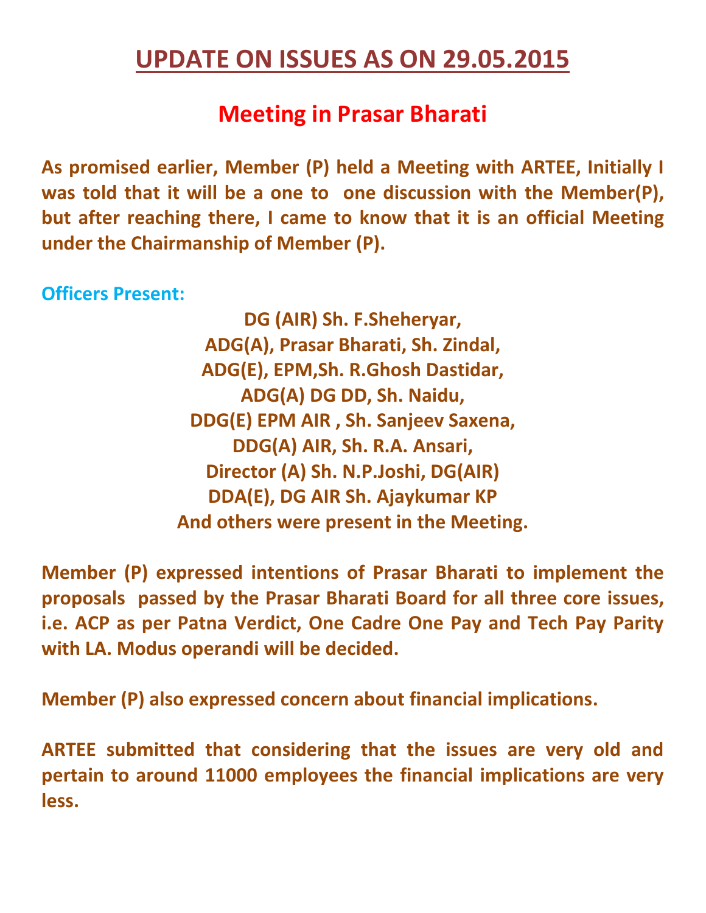# UPDATE ON ISSUES AS ON 29.05.2015

## Meeting in Prasar Bharati

**As promised earlier, Member (P) held a Meeting with ARTEE, Initially I was told that it will be a one to one discussion with the Member(P), but after reaching there, I came to know that it is an official Meeting under the Chairmanship of Member (P).**

**Officers Present:**

**DG (AIR) Sh. F.Sheheryar,**
**ADG(A), Prasar Bharati, Sh. Zindal,**
**ADG(E), EPM,Sh. R.Ghosh Dastidar,**
**ADG(A) DG DD, Sh. Naidu,**
**DDG(E) EPM AIR , Sh. Sanjeev Saxena,**
**DDG(A) AIR, Sh. R.A. Ansari,**
**Director (A) Sh. N.P.Joshi, DG(AIR)**
**DDA(E), DG AIR Sh. Ajaykumar KP**
**And others were present in the Meeting.**

**Member (P) expressed intentions of Prasar Bharati to implement the proposals passed by the Prasar Bharati Board for all three core issues, i.e. ACP as per Patna Verdict, One Cadre One Pay and Tech Pay Parity with LA. Modus operandi will be decided.**

**Member (P) also expressed concern about financial implications.**

**ARTEE submitted that considering that the issues are very old and pertain to around 11000 employees the financial implications are very less.**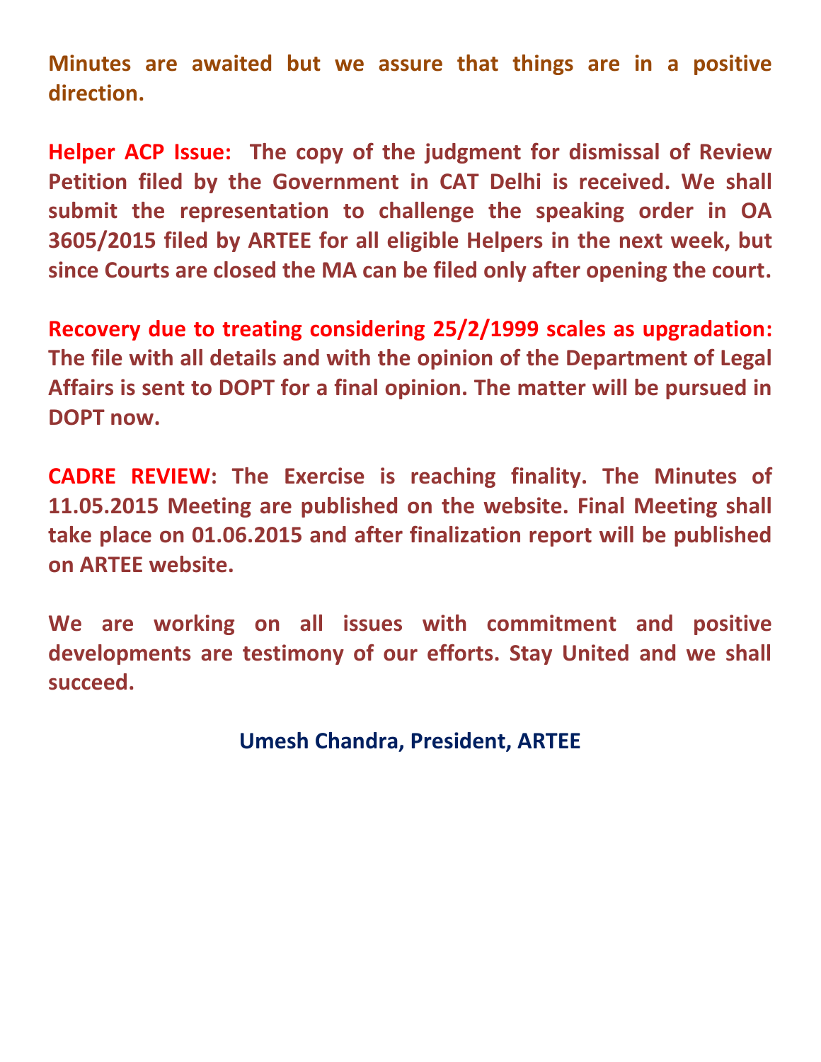**Minutes are awaited but we assure that things are in a positive direction.**

**Helper ACP Issue: The copy of the judgment for dismissal of Review Petition filed by the Government in CAT Delhi is received. We shall submit the representation to challenge the speaking order in OA 3605/2015 filed by ARTEE for all eligible Helpers in the next week, but since Courts are closed the MA can be filed only after opening the court.**

**Recovery due to treating considering 25/2/1999 scales as upgradation: The file with all details and with the opinion of the Department of Legal Affairs is sent to DOPT for a final opinion. The matter will be pursued in DOPT now.**

**CADRE REVIEW: The Exercise is reaching finality. The Minutes of 11.05.2015 Meeting are published on the website. Final Meeting shall take place on 01.06.2015 and after finalization report will be published on ARTEE website.**

**We are working on all issues with commitment and positive developments are testimony of our efforts. Stay United and we shall succeed.**

**Umesh Chandra, President, ARTEE**